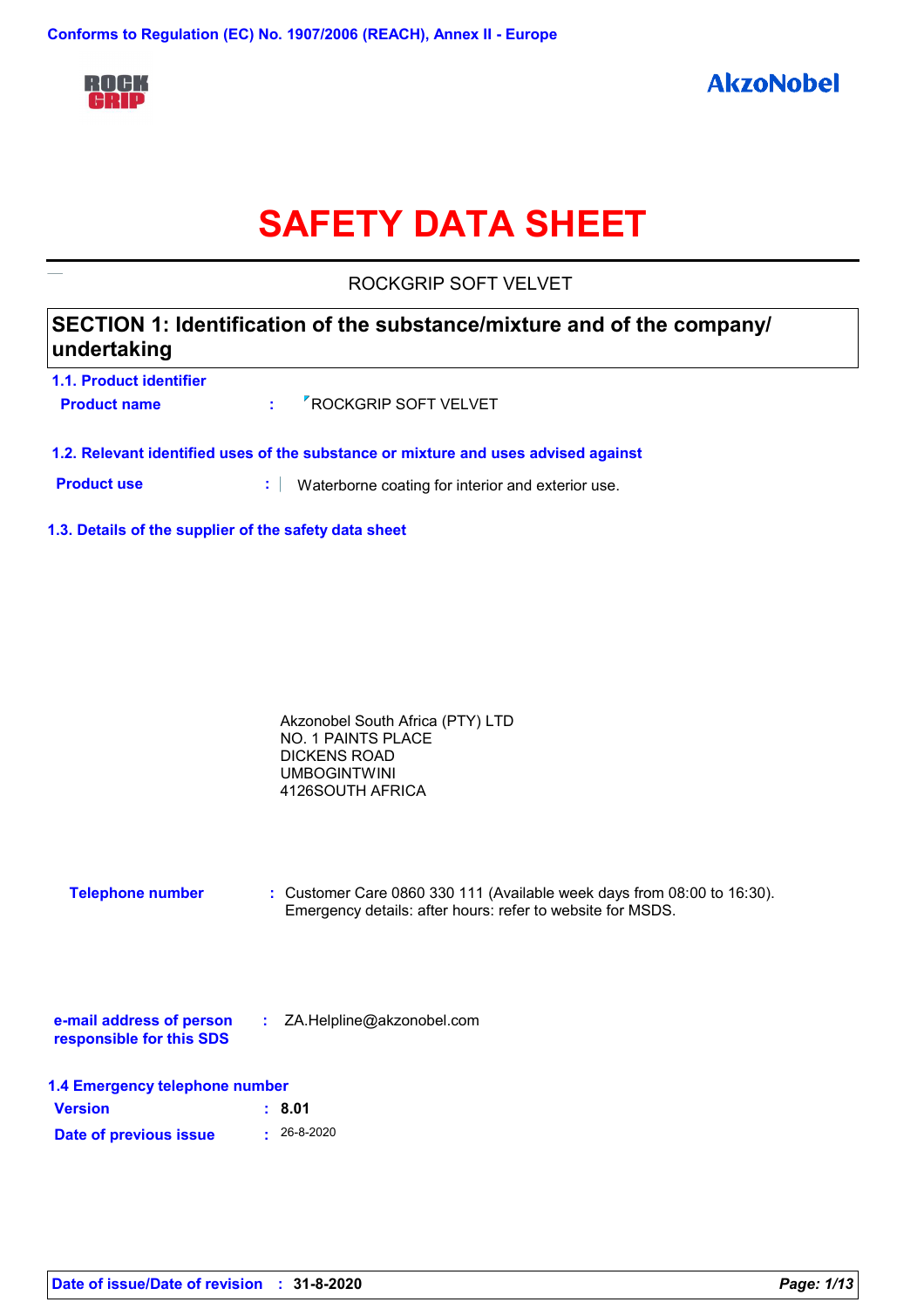Conforms to Regulation (EC) No. 1907/2006 (REACH), Annex II - Europe

# SAFETY DATA SHEET

ROCKGRIP SOFT VELVET

## SECTION 1: Identification of the substance/mixture and of the company/ undertaking

### 1.1. Product identifier

**Product name** : ROCKGRIP SOFT VELVET

### 1.2. Relevant identified uses of the substance or mixture and uses advised against

**Product use** : Waterborne coating for interior and exterior use.

### 1.3. Details of the supplier of the safety data sheet

Akzonobel South Africa (PTY) LTD
NO. 1 PAINTS PLACE
DICKENS ROAD
UMBOGINTWINI
4126SOUTH AFRICA

**Telephone number** : Customer Care 0860 330 111 (Available week days from 08:00 to 16:30). Emergency details: after hours: refer to website for MSDS.

**e-mail address of person responsible for this SDS** : ZA.Helpline@akzonobel.com

### 1.4 Emergency telephone number

**Version** : **8.01**

**Date of previous issue** : 26-8-2020

**Date of issue/Date of revision** : **31-8-2020**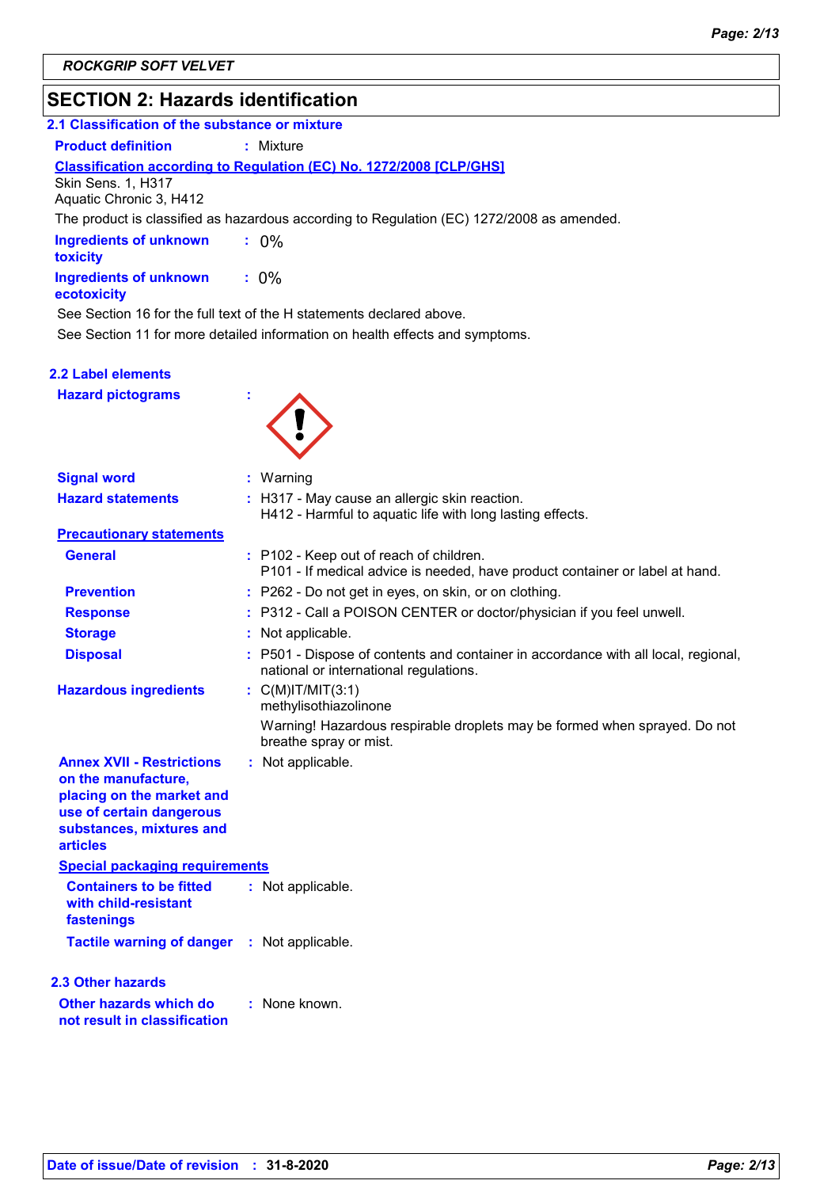ROCKGRIP SOFT VELVET

## SECTION 2: Hazards identification

### 2.1 Classification of the substance or mixture

**Product definition** : Mixture

**Classification according to Regulation (EC) No. 1272/2008 [CLP/GHS]**

Skin Sens. 1, H317
Aquatic Chronic 3, H412

The product is classified as hazardous according to Regulation (EC) 1272/2008 as amended.

**Ingredients of unknown toxicity** : 0%

**Ingredients of unknown ecotoxicity** : 0%

See Section 16 for the full text of the H statements declared above.

See Section 11 for more detailed information on health effects and symptoms.

### 2.2 Label elements

**Hazard pictograms** :

**Signal word** : Warning

**Hazard statements** : H317 - May cause an allergic skin reaction.
H412 - Harmful to aquatic life with long lasting effects.

**Precautionary statements**

**General** : P102 - Keep out of reach of children.
P101 - If medical advice is needed, have product container or label at hand.

**Prevention** : P262 - Do not get in eyes, on skin, or on clothing.

**Response** : P312 - Call a POISON CENTER or doctor/physician if you feel unwell.

**Storage** : Not applicable.

**Disposal** : P501 - Dispose of contents and container in accordance with all local, regional, national or international regulations.

**Hazardous ingredients** : C(M)IT/MIT(3:1)
methylisothiazolinone

Warning! Hazardous respirable droplets may be formed when sprayed. Do not breathe spray or mist.

**Annex XVII - Restrictions on the manufacture, placing on the market and use of certain dangerous substances, mixtures and articles** : Not applicable.

**Special packaging requirements**

**Containers to be fitted with child-resistant fastenings** : Not applicable.

**Tactile warning of danger** : Not applicable.

### 2.3 Other hazards

**Other hazards which do not result in classification** : None known.

**Date of issue/Date of revision** : 31-8-2020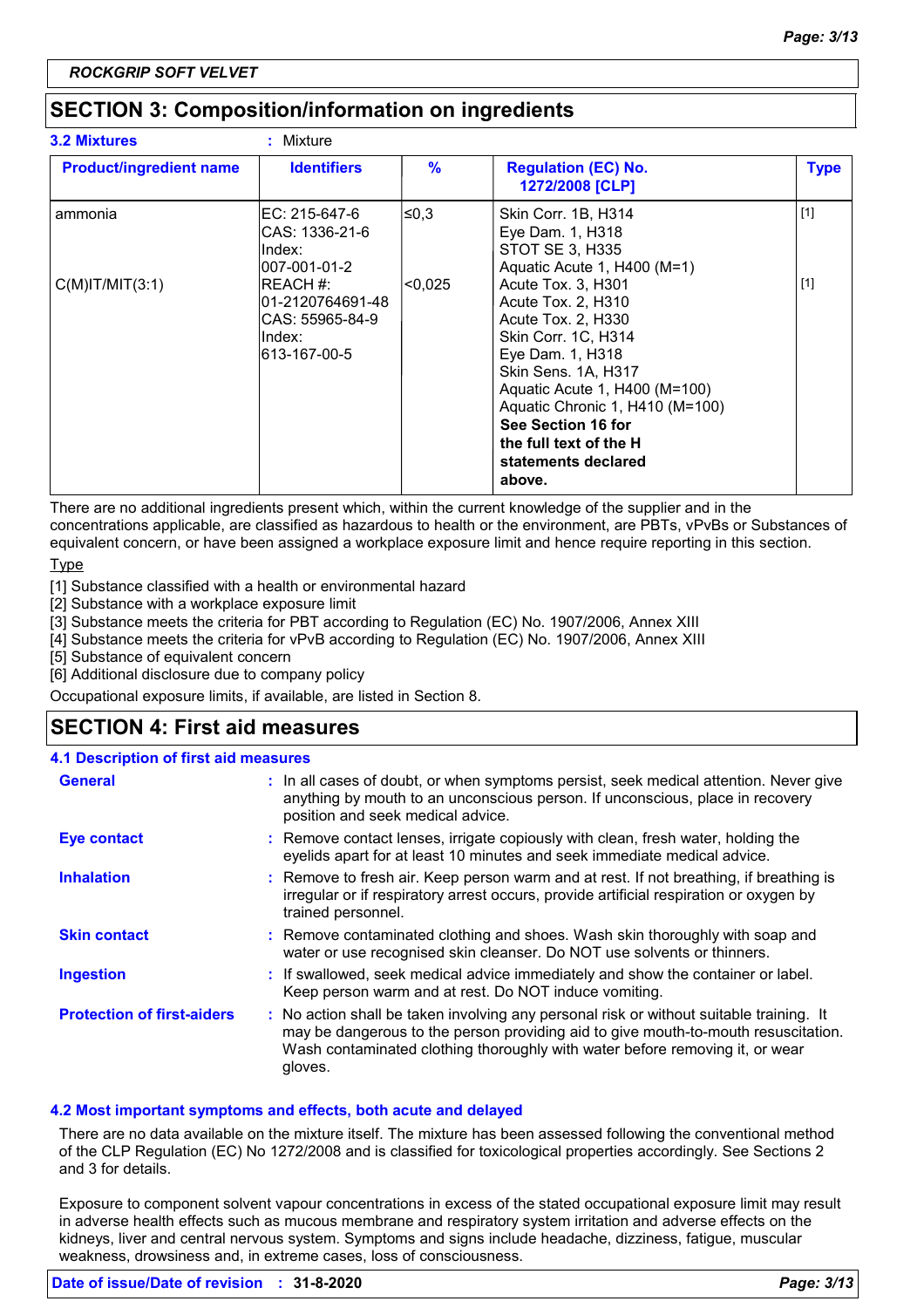ROCKGRIP SOFT VELVET

## SECTION 3: Composition/information on ingredients

**3.2 Mixtures** : Mixture

| Product/ingredient name | Identifiers | % | Regulation (EC) No. 1272/2008 [CLP] | Type |
|---|---|---|---|---|
| ammonia | EC: 215-647-6<br>CAS: 1336-21-6<br>Index: 007-001-01-2 | ≤0,3 | Skin Corr. 1B, H314<br>Eye Dam. 1, H318<br>STOT SE 3, H335<br>Aquatic Acute 1, H400 (M=1) | [1] |
| C(M)IT/MIT(3:1) | REACH #: 01-2120764691-48<br>CAS: 55965-84-9<br>Index: 613-167-00-5 | <0,025 | Acute Tox. 3, H301<br>Acute Tox. 2, H310<br>Acute Tox. 2, H330<br>Skin Corr. 1C, H314<br>Eye Dam. 1, H318<br>Skin Sens. 1A, H317<br>Aquatic Acute 1, H400 (M=100)<br>Aquatic Chronic 1, H410 (M=100)<br>**See Section 16 for the full text of the H statements declared above.** | [1] |

There are no additional ingredients present which, within the current knowledge of the supplier and in the concentrations applicable, are classified as hazardous to health or the environment, are PBTs, vPvBs or Substances of equivalent concern, or have been assigned a workplace exposure limit and hence require reporting in this section.

Type

[1] Substance classified with a health or environmental hazard
[2] Substance with a workplace exposure limit
[3] Substance meets the criteria for PBT according to Regulation (EC) No. 1907/2006, Annex XIII
[4] Substance meets the criteria for vPvB according to Regulation (EC) No. 1907/2006, Annex XIII
[5] Substance of equivalent concern
[6] Additional disclosure due to company policy

Occupational exposure limits, if available, are listed in Section 8.

## SECTION 4: First aid measures

### 4.1 Description of first aid measures

**General** : In all cases of doubt, or when symptoms persist, seek medical attention. Never give anything by mouth to an unconscious person. If unconscious, place in recovery position and seek medical advice.

**Eye contact** : Remove contact lenses, irrigate copiously with clean, fresh water, holding the eyelids apart for at least 10 minutes and seek immediate medical advice.

**Inhalation** : Remove to fresh air. Keep person warm and at rest. If not breathing, if breathing is irregular or if respiratory arrest occurs, provide artificial respiration or oxygen by trained personnel.

**Skin contact** : Remove contaminated clothing and shoes. Wash skin thoroughly with soap and water or use recognised skin cleanser. Do NOT use solvents or thinners.

**Ingestion** : If swallowed, seek medical advice immediately and show the container or label. Keep person warm and at rest. Do NOT induce vomiting.

**Protection of first-aiders** : No action shall be taken involving any personal risk or without suitable training. It may be dangerous to the person providing aid to give mouth-to-mouth resuscitation. Wash contaminated clothing thoroughly with water before removing it, or wear gloves.

### 4.2 Most important symptoms and effects, both acute and delayed

There are no data available on the mixture itself. The mixture has been assessed following the conventional method of the CLP Regulation (EC) No 1272/2008 and is classified for toxicological properties accordingly. See Sections 2 and 3 for details.

Exposure to component solvent vapour concentrations in excess of the stated occupational exposure limit may result in adverse health effects such as mucous membrane and respiratory system irritation and adverse effects on the kidneys, liver and central nervous system. Symptoms and signs include headache, dizziness, fatigue, muscular weakness, drowsiness and, in extreme cases, loss of consciousness.

**Date of issue/Date of revision** : **31-8-2020**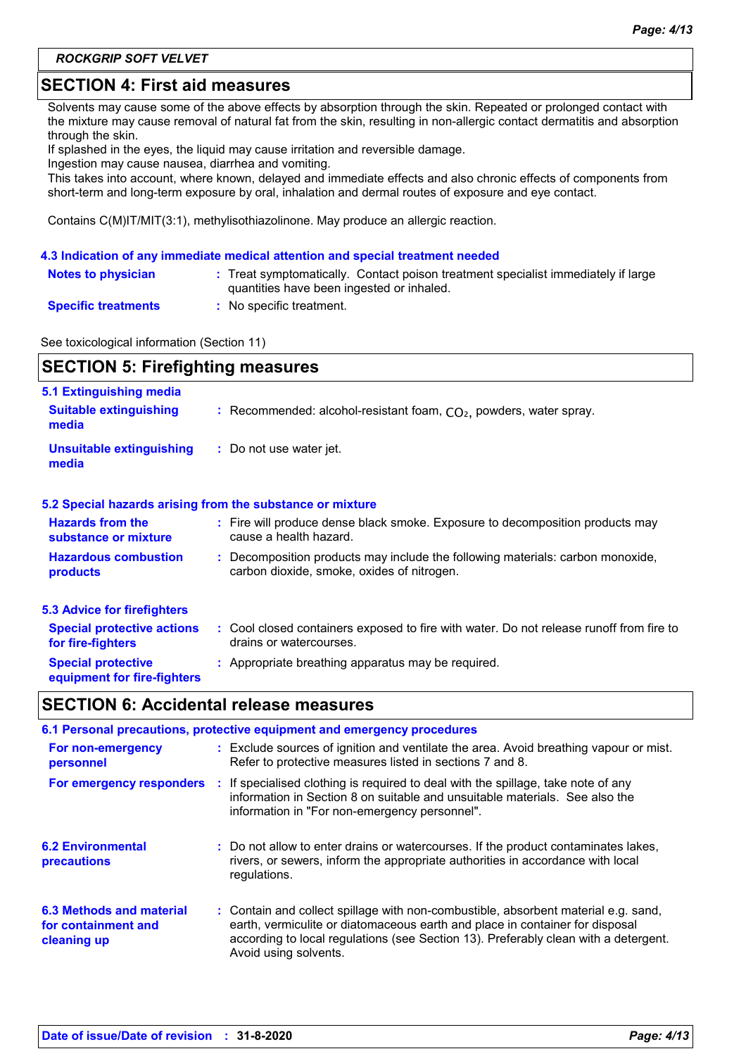## SECTION 4: First aid measures

Solvents may cause some of the above effects by absorption through the skin. Repeated or prolonged contact with the mixture may cause removal of natural fat from the skin, resulting in non-allergic contact dermatitis and absorption through the skin.
If splashed in the eyes, the liquid may cause irritation and reversible damage.
Ingestion may cause nausea, diarrhea and vomiting.
This takes into account, where known, delayed and immediate effects and also chronic effects of components from short-term and long-term exposure by oral, inhalation and dermal routes of exposure and eye contact.

Contains C(M)IT/MIT(3:1), methylisothiazolinone. May produce an allergic reaction.

### 4.3 Indication of any immediate medical attention and special treatment needed

**Notes to physician** : Treat symptomatically. Contact poison treatment specialist immediately if large quantities have been ingested or inhaled.

**Specific treatments** : No specific treatment.

See toxicological information (Section 11)

## SECTION 5: Firefighting measures

### 5.1 Extinguishing media

**Suitable extinguishing media** : Recommended: alcohol-resistant foam, $CO_2$, powders, water spray.

**Unsuitable extinguishing media** : Do not use water jet.

### 5.2 Special hazards arising from the substance or mixture

**Hazards from the substance or mixture** : Fire will produce dense black smoke. Exposure to decomposition products may cause a health hazard.

**Hazardous combustion products** : Decomposition products may include the following materials: carbon monoxide, carbon dioxide, smoke, oxides of nitrogen.

### 5.3 Advice for firefighters

**Special protective actions for fire-fighters** : Cool closed containers exposed to fire with water. Do not release runoff from fire to drains or watercourses.

**Special protective equipment for fire-fighters** : Appropriate breathing apparatus may be required.

## SECTION 6: Accidental release measures

### 6.1 Personal precautions, protective equipment and emergency procedures

**For non-emergency personnel** : Exclude sources of ignition and ventilate the area. Avoid breathing vapour or mist. Refer to protective measures listed in sections 7 and 8.

**For emergency responders** : If specialised clothing is required to deal with the spillage, take note of any information in Section 8 on suitable and unsuitable materials. See also the information in "For non-emergency personnel".

### 6.2 Environmental precautions

: Do not allow to enter drains or watercourses. If the product contaminates lakes, rivers, or sewers, inform the appropriate authorities in accordance with local regulations.

### 6.3 Methods and material for containment and cleaning up

: Contain and collect spillage with non-combustible, absorbent material e.g. sand, earth, vermiculite or diatomaceous earth and place in container for disposal according to local regulations (see Section 13). Preferably clean with a detergent. Avoid using solvents.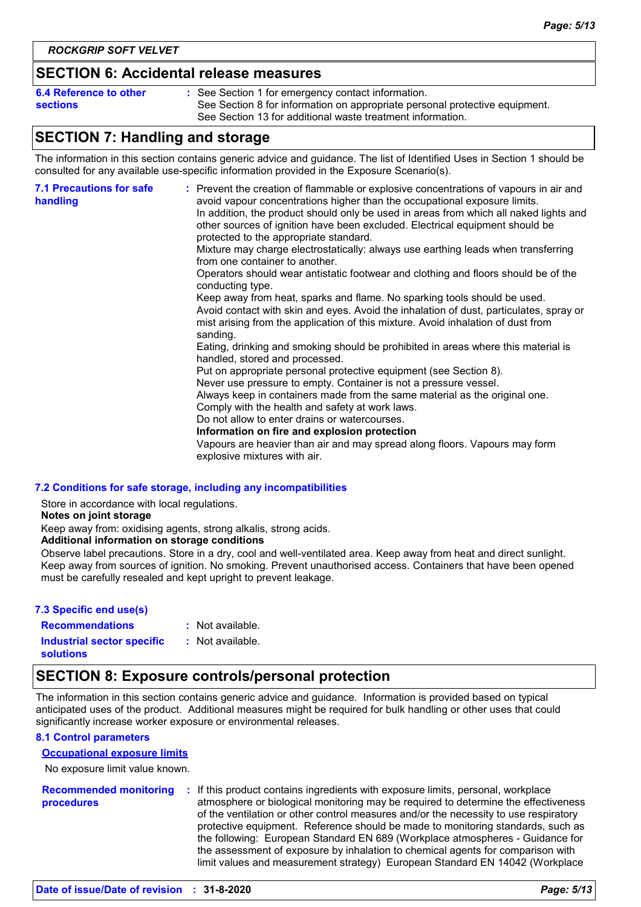ROCKGRIP SOFT VELVET

## SECTION 6: Accidental release measures

**6.4 Reference to other sections** : See Section 1 for emergency contact information.
See Section 8 for information on appropriate personal protective equipment.
See Section 13 for additional waste treatment information.

## SECTION 7: Handling and storage

The information in this section contains generic advice and guidance. The list of Identified Uses in Section 1 should be consulted for any available use-specific information provided in the Exposure Scenario(s).

**7.1 Precautions for safe handling** : Prevent the creation of flammable or explosive concentrations of vapours in air and avoid vapour concentrations higher than the occupational exposure limits.
In addition, the product should only be used in areas from which all naked lights and other sources of ignition have been excluded. Electrical equipment should be protected to the appropriate standard.
Mixture may charge electrostatically: always use earthing leads when transferring from one container to another.
Operators should wear antistatic footwear and clothing and floors should be of the conducting type.
Keep away from heat, sparks and flame. No sparking tools should be used.
Avoid contact with skin and eyes. Avoid the inhalation of dust, particulates, spray or mist arising from the application of this mixture. Avoid inhalation of dust from sanding.
Eating, drinking and smoking should be prohibited in areas where this material is handled, stored and processed.
Put on appropriate personal protective equipment (see Section 8).
Never use pressure to empty. Container is not a pressure vessel.
Always keep in containers made from the same material as the original one.
Comply with the health and safety at work laws.
Do not allow to enter drains or watercourses.
**Information on fire and explosion protection**
Vapours are heavier than air and may spread along floors. Vapours may form explosive mixtures with air.

**7.2 Conditions for safe storage, including any incompatibilities**

Store in accordance with local regulations.
**Notes on joint storage**
Keep away from: oxidising agents, strong alkalis, strong acids.
**Additional information on storage conditions**
Observe label precautions. Store in a dry, cool and well-ventilated area. Keep away from heat and direct sunlight. Keep away from sources of ignition. No smoking. Prevent unauthorised access. Containers that have been opened must be carefully resealed and kept upright to prevent leakage.

**7.3 Specific end use(s)**

**Recommendations** : Not available.

**Industrial sector specific solutions** : Not available.

## SECTION 8: Exposure controls/personal protection

The information in this section contains generic advice and guidance. Information is provided based on typical anticipated uses of the product. Additional measures might be required for bulk handling or other uses that could significantly increase worker exposure or environmental releases.

**8.1 Control parameters**

**Occupational exposure limits**

No exposure limit value known.

**Recommended monitoring procedures** : If this product contains ingredients with exposure limits, personal, workplace atmosphere or biological monitoring may be required to determine the effectiveness of the ventilation or other control measures and/or the necessity to use respiratory protective equipment. Reference should be made to monitoring standards, such as the following: European Standard EN 689 (Workplace atmospheres - Guidance for the assessment of exposure by inhalation to chemical agents for comparison with limit values and measurement strategy) European Standard EN 14042 (Workplace

**Date of issue/Date of revision** : **31-8-2020**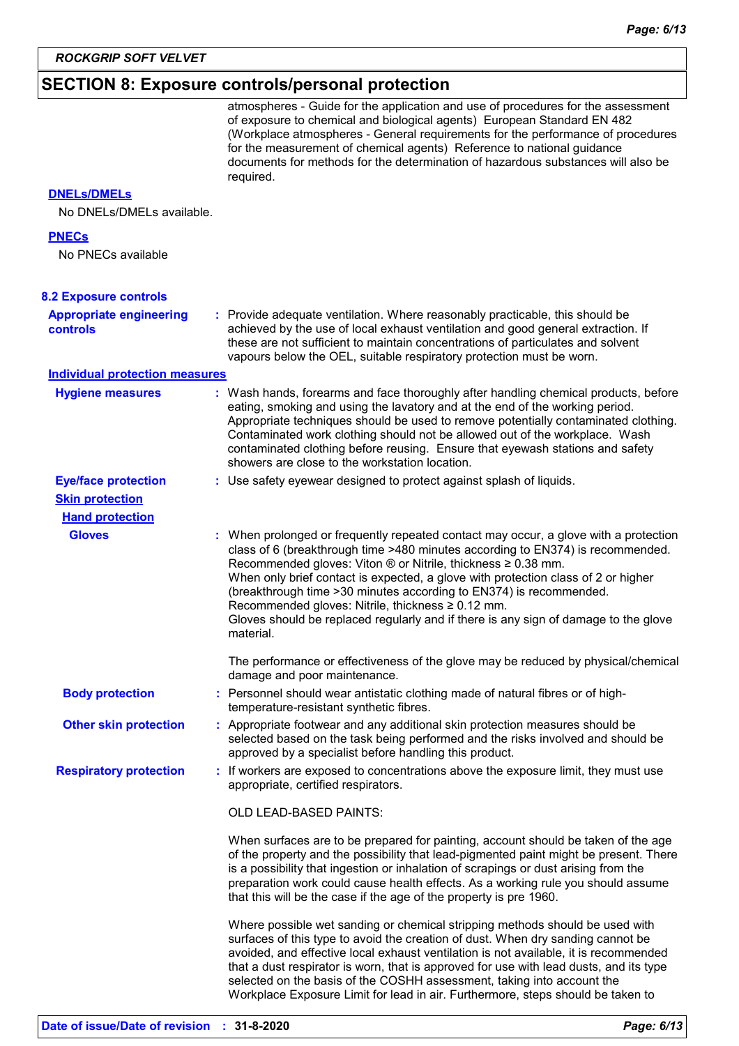## SECTION 8: Exposure controls/personal protection

atmospheres - Guide for the application and use of procedures for the assessment of exposure to chemical and biological agents) European Standard EN 482 (Workplace atmospheres - General requirements for the performance of procedures for the measurement of chemical agents) Reference to national guidance documents for methods for the determination of hazardous substances will also be required.

**DNELs/DMELs**

No DNELs/DMELs available.

**PNECs**

No PNECs available

### 8.2 Exposure controls

**Appropriate engineering controls** : Provide adequate ventilation. Where reasonably practicable, this should be achieved by the use of local exhaust ventilation and good general extraction. If these are not sufficient to maintain concentrations of particulates and solvent vapours below the OEL, suitable respiratory protection must be worn.

**Individual protection measures**

**Hygiene measures** : Wash hands, forearms and face thoroughly after handling chemical products, before eating, smoking and using the lavatory and at the end of the working period. Appropriate techniques should be used to remove potentially contaminated clothing. Contaminated work clothing should not be allowed out of the workplace. Wash contaminated clothing before reusing. Ensure that eyewash stations and safety showers are close to the workstation location.

**Eye/face protection** : Use safety eyewear designed to protect against splash of liquids.

**Skin protection**

**Hand protection**

**Gloves** : When prolonged or frequently repeated contact may occur, a glove with a protection class of 6 (breakthrough time >480 minutes according to EN374) is recommended. Recommended gloves: Viton ® or Nitrile, thickness ≥ 0.38 mm.
When only brief contact is expected, a glove with protection class of 2 or higher (breakthrough time >30 minutes according to EN374) is recommended. Recommended gloves: Nitrile, thickness ≥ 0.12 mm.
Gloves should be replaced regularly and if there is any sign of damage to the glove material.

The performance or effectiveness of the glove may be reduced by physical/chemical damage and poor maintenance.

**Body protection** : Personnel should wear antistatic clothing made of natural fibres or of high-temperature-resistant synthetic fibres.

**Other skin protection** : Appropriate footwear and any additional skin protection measures should be selected based on the task being performed and the risks involved and should be approved by a specialist before handling this product.

**Respiratory protection** : If workers are exposed to concentrations above the exposure limit, they must use appropriate, certified respirators.

OLD LEAD-BASED PAINTS:

When surfaces are to be prepared for painting, account should be taken of the age of the property and the possibility that lead-pigmented paint might be present. There is a possibility that ingestion or inhalation of scrapings or dust arising from the preparation work could cause health effects. As a working rule you should assume that this will be the case if the age of the property is pre 1960.

Where possible wet sanding or chemical stripping methods should be used with surfaces of this type to avoid the creation of dust. When dry sanding cannot be avoided, and effective local exhaust ventilation is not available, it is recommended that a dust respirator is worn, that is approved for use with lead dusts, and its type selected on the basis of the COSHH assessment, taking into account the Workplace Exposure Limit for lead in air. Furthermore, steps should be taken to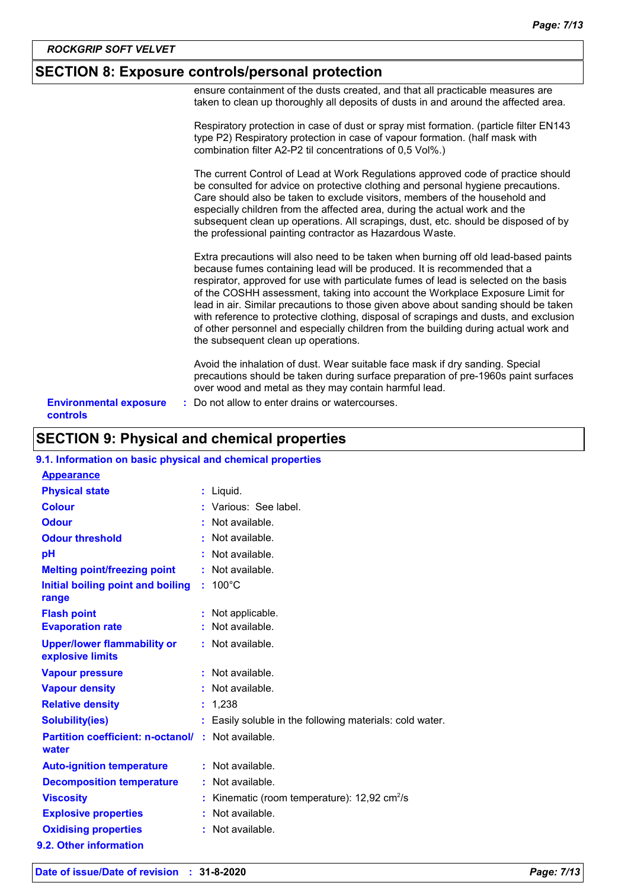## SECTION 8: Exposure controls/personal protection

ensure containment of the dusts created, and that all practicable measures are taken to clean up thoroughly all deposits of dusts in and around the affected area.

Respiratory protection in case of dust or spray mist formation. (particle filter EN143 type P2) Respiratory protection in case of vapour formation. (half mask with combination filter A2-P2 til concentrations of 0,5 Vol%.)

The current Control of Lead at Work Regulations approved code of practice should be consulted for advice on protective clothing and personal hygiene precautions. Care should also be taken to exclude visitors, members of the household and especially children from the affected area, during the actual work and the subsequent clean up operations. All scrapings, dust, etc. should be disposed of by the professional painting contractor as Hazardous Waste.

Extra precautions will also need to be taken when burning off old lead-based paints because fumes containing lead will be produced. It is recommended that a respirator, approved for use with particulate fumes of lead is selected on the basis of the COSHH assessment, taking into account the Workplace Exposure Limit for lead in air. Similar precautions to those given above about sanding should be taken with reference to protective clothing, disposal of scrapings and dusts, and exclusion of other personnel and especially children from the building during actual work and the subsequent clean up operations.

Avoid the inhalation of dust. Wear suitable face mask if dry sanding. Special precautions should be taken during surface preparation of pre-1960s paint surfaces over wood and metal as they may contain harmful lead.

**Environmental exposure controls** : Do not allow to enter drains or watercourses.

## SECTION 9: Physical and chemical properties

### 9.1. Information on basic physical and chemical properties

**Appearance**

| Property | Value |
|---|---|
| Physical state | Liquid. |
| Colour | Various: See label. |
| Odour | Not available. |
| Odour threshold | Not available. |
| pH | Not available. |
| Melting point/freezing point | Not available. |
| Initial boiling point and boiling range | 100°C |
| Flash point | Not applicable. |
| Evaporation rate | Not available. |
| Upper/lower flammability or explosive limits | Not available. |
| Vapour pressure | Not available. |
| Vapour density | Not available. |
| Relative density | 1,238 |
| Solubility(ies) | Easily soluble in the following materials: cold water. |
| Partition coefficient: n-octanol/water | Not available. |
| Auto-ignition temperature | Not available. |
| Decomposition temperature | Not available. |
| Viscosity | Kinematic (room temperature): 12,92 $cm^2/s$ |
| Explosive properties | Not available. |
| Oxidising properties | Not available. |

### 9.2. Other information

Date of issue/Date of revision : 31-8-2020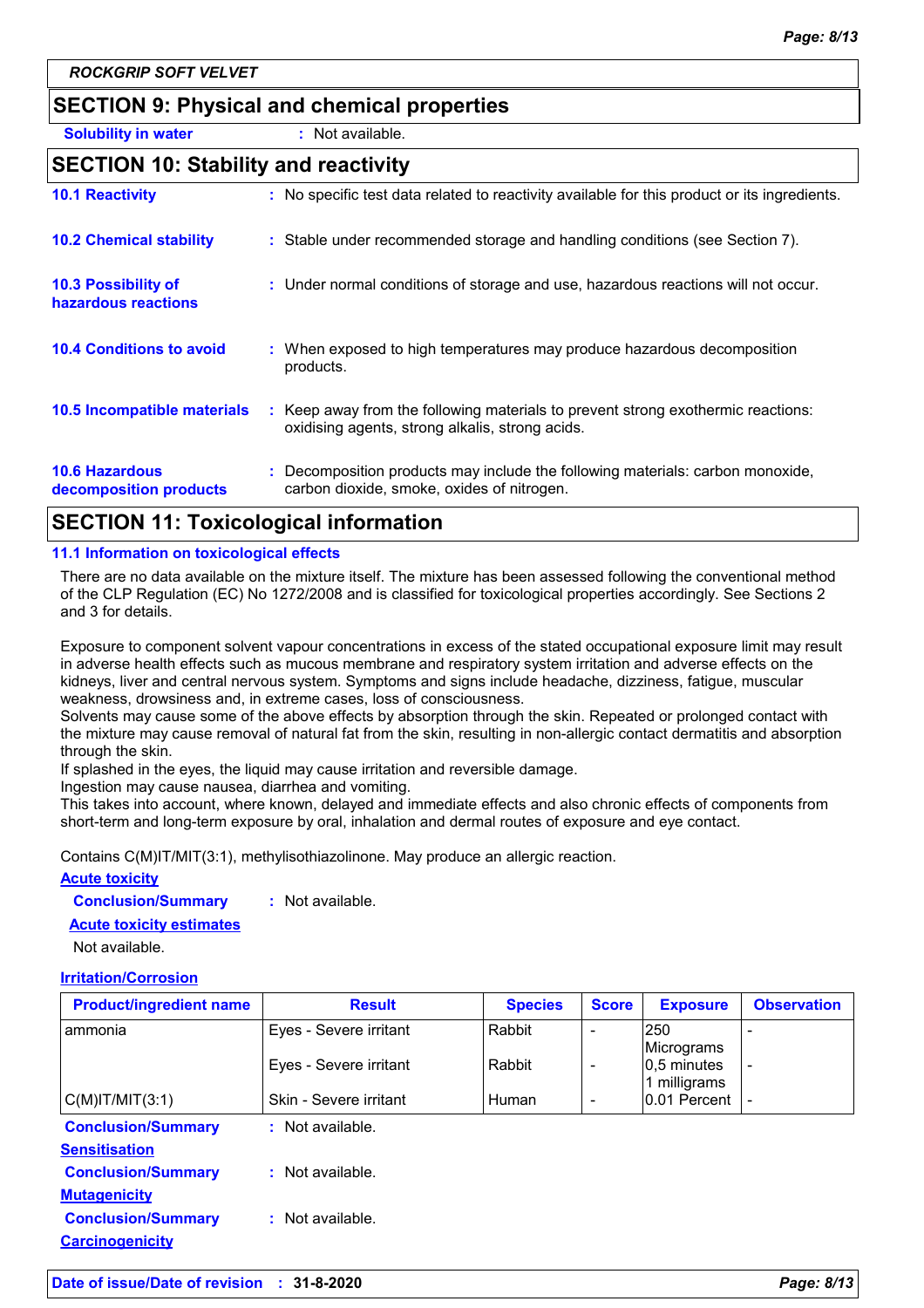ROCKGRIP SOFT VELVET

## SECTION 9: Physical and chemical properties

**Solubility in water** : Not available.

## SECTION 10: Stability and reactivity

**10.1 Reactivity** : No specific test data related to reactivity available for this product or its ingredients.

**10.2 Chemical stability** : Stable under recommended storage and handling conditions (see Section 7).

**10.3 Possibility of hazardous reactions** : Under normal conditions of storage and use, hazardous reactions will not occur.

**10.4 Conditions to avoid** : When exposed to high temperatures may produce hazardous decomposition products.

**10.5 Incompatible materials** : Keep away from the following materials to prevent strong exothermic reactions: oxidising agents, strong alkalis, strong acids.

**10.6 Hazardous decomposition products** : Decomposition products may include the following materials: carbon monoxide, carbon dioxide, smoke, oxides of nitrogen.

## SECTION 11: Toxicological information

### 11.1 Information on toxicological effects

There are no data available on the mixture itself. The mixture has been assessed following the conventional method of the CLP Regulation (EC) No 1272/2008 and is classified for toxicological properties accordingly. See Sections 2 and 3 for details.

Exposure to component solvent vapour concentrations in excess of the stated occupational exposure limit may result in adverse health effects such as mucous membrane and respiratory system irritation and adverse effects on the kidneys, liver and central nervous system. Symptoms and signs include headache, dizziness, fatigue, muscular weakness, drowsiness and, in extreme cases, loss of consciousness.
Solvents may cause some of the above effects by absorption through the skin. Repeated or prolonged contact with the mixture may cause removal of natural fat from the skin, resulting in non-allergic contact dermatitis and absorption through the skin.
If splashed in the eyes, the liquid may cause irritation and reversible damage.
Ingestion may cause nausea, diarrhea and vomiting.
This takes into account, where known, delayed and immediate effects and also chronic effects of components from short-term and long-term exposure by oral, inhalation and dermal routes of exposure and eye contact.

Contains C(M)IT/MIT(3:1), methylisothiazolinone. May produce an allergic reaction.

**Acute toxicity**

**Conclusion/Summary** : Not available.

**Acute toxicity estimates**

Not available.

**Irritation/Corrosion**

| Product/ingredient name | Result | Species | Score | Exposure | Observation |
|---|---|---|---|---|---|
| ammonia | Eyes - Severe irritant | Rabbit | - | 250 Micrograms | - |
| | Eyes - Severe irritant | Rabbit | - | 0,5 minutes 1 milligrams | - |
| C(M)IT/MIT(3:1) | Skin - Severe irritant | Human | - | 0.01 Percent | - |

**Conclusion/Summary** : Not available.

**Sensitisation**

**Conclusion/Summary** : Not available.

**Mutagenicity**

**Conclusion/Summary** : Not available.

**Carcinogenicity**

**Date of issue/Date of revision** : 31-8-2020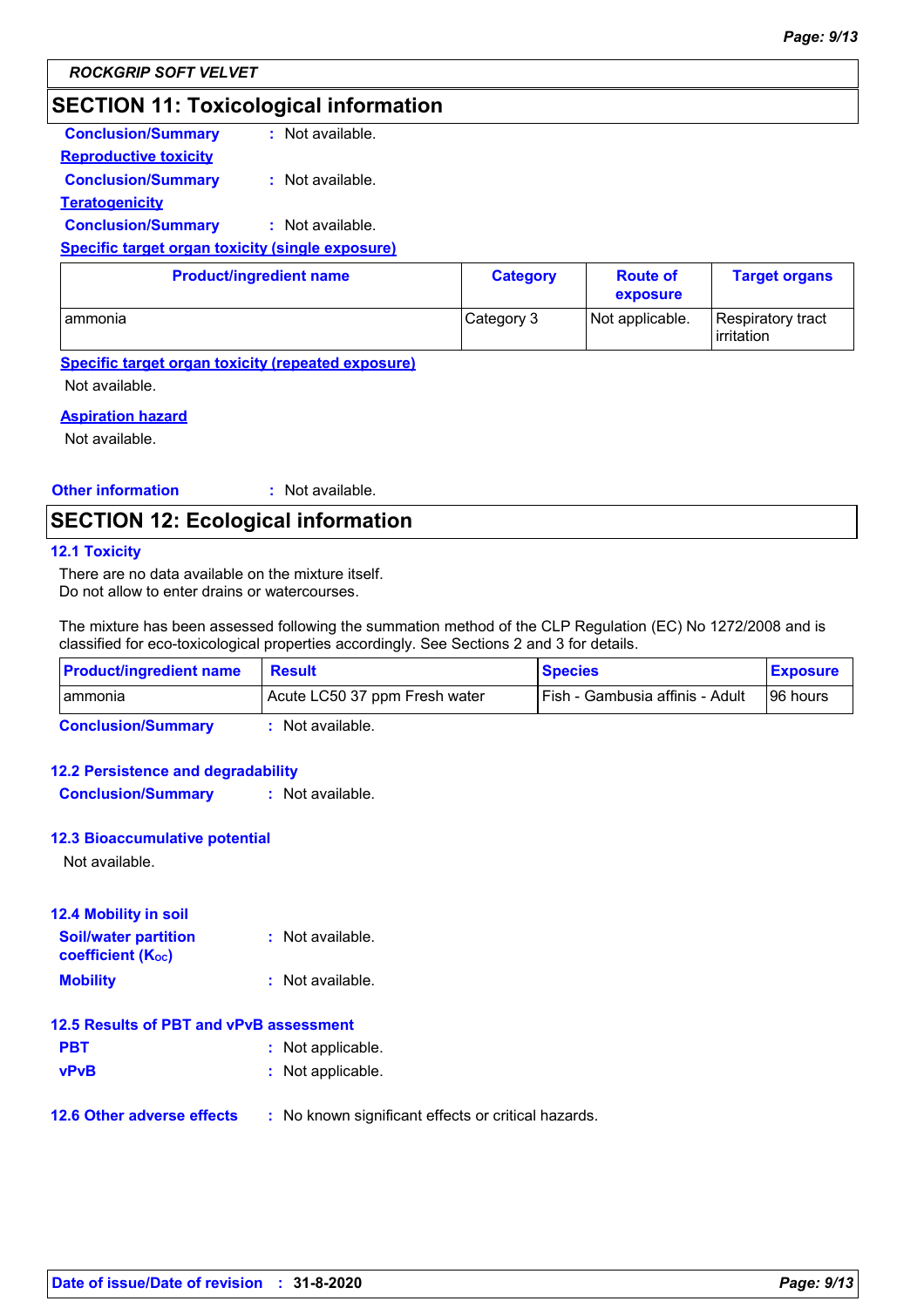ROCKGRIP SOFT VELVET

## SECTION 11: Toxicological information

**Conclusion/Summary** : Not available.

**Reproductive toxicity**

**Conclusion/Summary** : Not available.

**Teratogenicity**

**Conclusion/Summary** : Not available.

**Specific target organ toxicity (single exposure)**

| Product/ingredient name | Category | Route of exposure | Target organs |
|---|---|---|---|
| ammonia | Category 3 | Not applicable. | Respiratory tract irritation |

**Specific target organ toxicity (repeated exposure)**

Not available.

**Aspiration hazard**

Not available.

**Other information** : Not available.

## SECTION 12: Ecological information

### 12.1 Toxicity

There are no data available on the mixture itself.
Do not allow to enter drains or watercourses.

The mixture has been assessed following the summation method of the CLP Regulation (EC) No 1272/2008 and is classified for eco-toxicological properties accordingly. See Sections 2 and 3 for details.

| Product/ingredient name | Result | Species | Exposure |
|---|---|---|---|
| ammonia | Acute LC50 37 ppm Fresh water | Fish - Gambusia affinis - Adult | 96 hours |

**Conclusion/Summary** : Not available.

### 12.2 Persistence and degradability

**Conclusion/Summary** : Not available.

### 12.3 Bioaccumulative potential

Not available.

### 12.4 Mobility in soil

**Soil/water partition coefficient ($K_{OC}$)** : Not available.

**Mobility** : Not available.

### 12.5 Results of PBT and vPvB assessment

**PBT** : Not applicable.

**vPvB** : Not applicable.

### 12.6 Other adverse effects : No known significant effects or critical hazards.

**Date of issue/Date of revision** : **31-8-2020**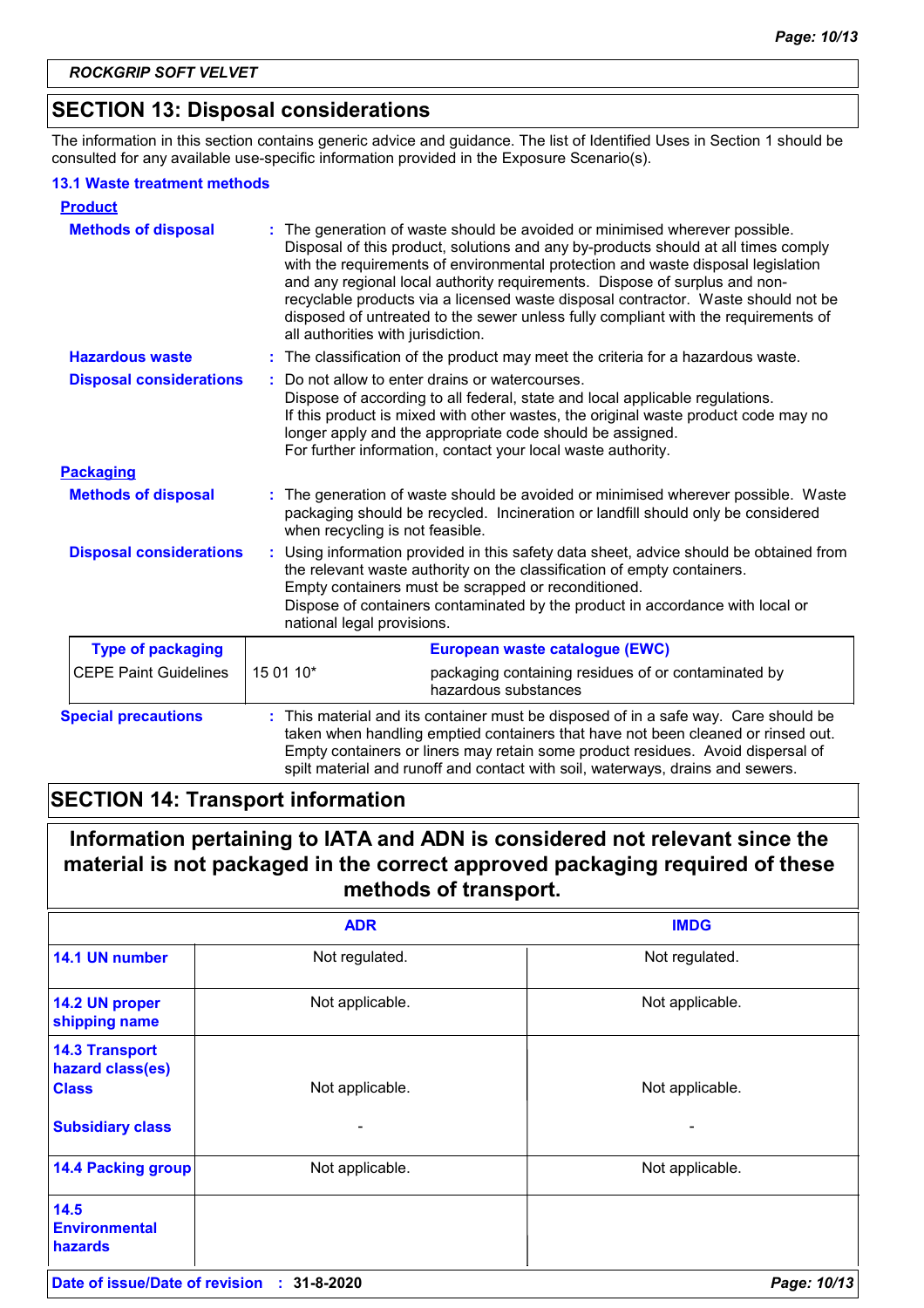ROCKGRIP SOFT VELVET

## SECTION 13: Disposal considerations

The information in this section contains generic advice and guidance. The list of Identified Uses in Section 1 should be consulted for any available use-specific information provided in the Exposure Scenario(s).

### 13.1 Waste treatment methods

**Product**

**Methods of disposal** : The generation of waste should be avoided or minimised wherever possible. Disposal of this product, solutions and any by-products should at all times comply with the requirements of environmental protection and waste disposal legislation and any regional local authority requirements. Dispose of surplus and non-recyclable products via a licensed waste disposal contractor. Waste should not be disposed of untreated to the sewer unless fully compliant with the requirements of all authorities with jurisdiction.

**Hazardous waste** : The classification of the product may meet the criteria for a hazardous waste.

**Disposal considerations** : Do not allow to enter drains or watercourses.
Dispose of according to all federal, state and local applicable regulations.
If this product is mixed with other wastes, the original waste product code may no longer apply and the appropriate code should be assigned.
For further information, contact your local waste authority.

**Packaging**

**Methods of disposal** : The generation of waste should be avoided or minimised wherever possible. Waste packaging should be recycled. Incineration or landfill should only be considered when recycling is not feasible.

**Disposal considerations** : Using information provided in this safety data sheet, advice should be obtained from the relevant waste authority on the classification of empty containers.
Empty containers must be scrapped or reconditioned.
Dispose of containers contaminated by the product in accordance with local or national legal provisions.

| Type of packaging | European waste catalogue (EWC) | |
|---|---|---|
| CEPE Paint Guidelines | 15 01 10* | packaging containing residues of or contaminated by hazardous substances |

**Special precautions** : This material and its container must be disposed of in a safe way. Care should be taken when handling emptied containers that have not been cleaned or rinsed out. Empty containers or liners may retain some product residues. Avoid dispersal of spilt material and runoff and contact with soil, waterways, drains and sewers.

## SECTION 14: Transport information

**Information pertaining to IATA and ADN is considered not relevant since the material is not packaged in the correct approved packaging required of these methods of transport.**

| | ADR | IMDG |
|---|---|---|
| 14.1 UN number | Not regulated. | Not regulated. |
| 14.2 UN proper shipping name | Not applicable. | Not applicable. |
| 14.3 Transport hazard class(es) Class | Not applicable. | Not applicable. |
| Subsidiary class | - | - |
| 14.4 Packing group | Not applicable. | Not applicable. |
| 14.5 Environmental hazards | | |

Date of issue/Date of revision : 31-8-2020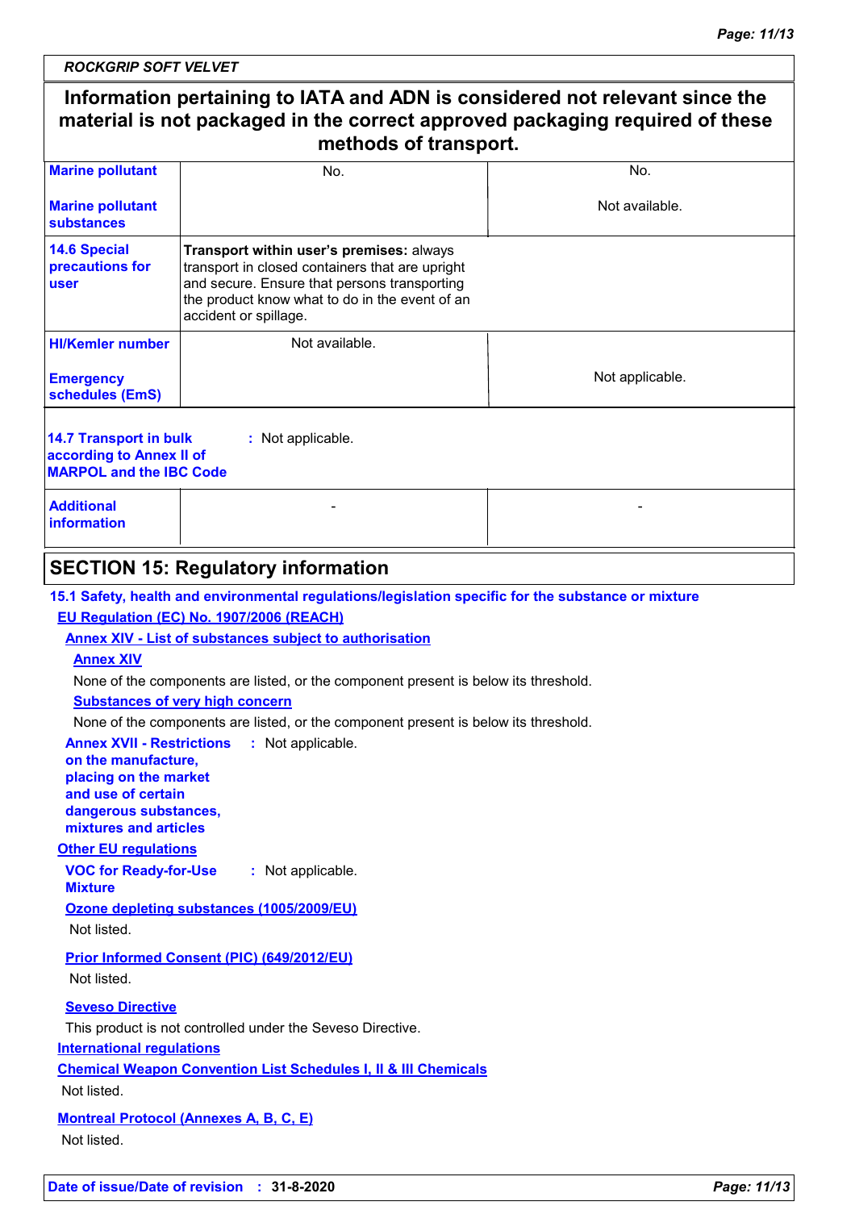**Information pertaining to IATA and ADN is considered not relevant since the material is not packaged in the correct approved packaging required of these methods of transport.**

| | | |
|---|---|---|
| **Marine pollutant** | No. | No. |
| **Marine pollutant substances** | | Not available. |
| **14.6 Special precautions for user** | **Transport within user's premises:** always transport in closed containers that are upright and secure. Ensure that persons transporting the product know what to do in the event of an accident or spillage. | |
| **HI/Kemler number** | Not available. | |
| **Emergency schedules (EmS)** | | Not applicable. |

**14.7 Transport in bulk according to Annex II of MARPOL and the IBC Code** : Not applicable.

| | | |
|---|---|---|
| **Additional information** | - | - |

## SECTION 15: Regulatory information

### 15.1 Safety, health and environmental regulations/legislation specific for the substance or mixture

**EU Regulation (EC) No. 1907/2006 (REACH)**

**Annex XIV - List of substances subject to authorisation**

**Annex XIV**

None of the components are listed, or the component present is below its threshold.

**Substances of very high concern**

None of the components are listed, or the component present is below its threshold.

**Annex XVII - Restrictions on the manufacture, placing on the market and use of certain dangerous substances, mixtures and articles** : Not applicable.

**Other EU regulations**

**VOC for Ready-for-Use Mixture** : Not applicable.

**Ozone depleting substances (1005/2009/EU)**

Not listed.

**Prior Informed Consent (PIC) (649/2012/EU)**

Not listed.

**Seveso Directive**

This product is not controlled under the Seveso Directive.

**International regulations**

**Chemical Weapon Convention List Schedules I, II & III Chemicals**

Not listed.

**Montreal Protocol (Annexes A, B, C, E)**

Not listed.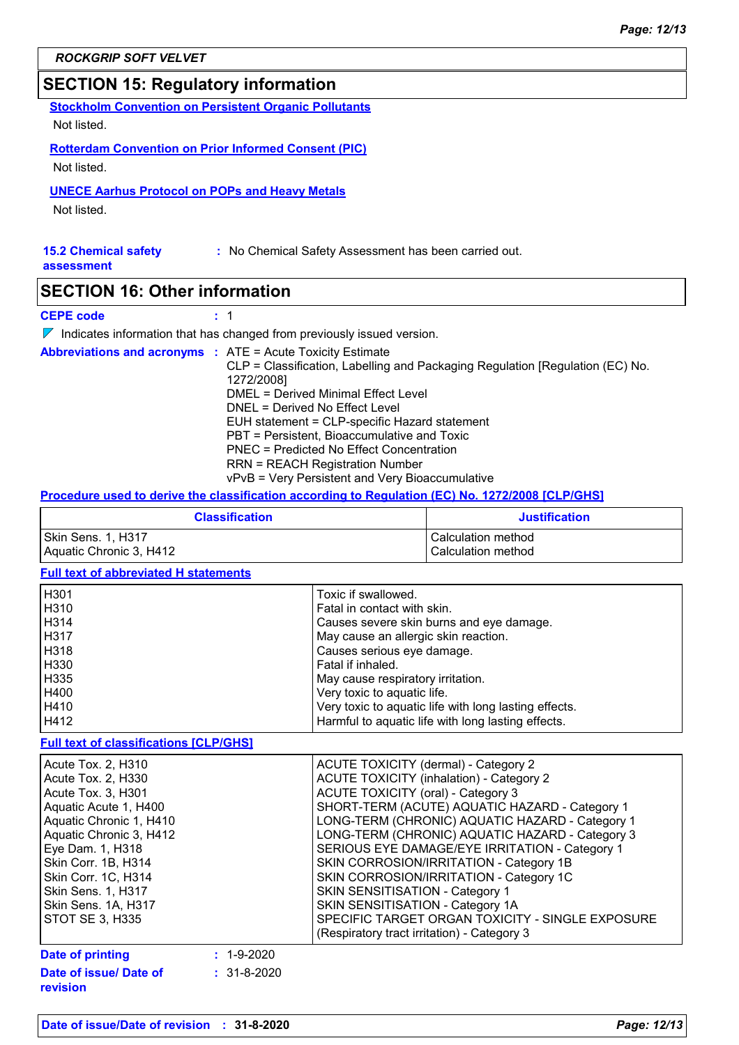## SECTION 15: Regulatory information

**Stockholm Convention on Persistent Organic Pollutants**

Not listed.

**Rotterdam Convention on Prior Informed Consent (PIC)**

Not listed.

**UNECE Aarhus Protocol on POPs and Heavy Metals**

Not listed.

**15.2 Chemical safety assessment** : No Chemical Safety Assessment has been carried out.

## SECTION 16: Other information

**CEPE code** : 1

Indicates information that has changed from previously issued version.

**Abbreviations and acronyms** : ATE = Acute Toxicity Estimate
CLP = Classification, Labelling and Packaging Regulation [Regulation (EC) No. 1272/2008]
DMEL = Derived Minimal Effect Level
DNEL = Derived No Effect Level
EUH statement = CLP-specific Hazard statement
PBT = Persistent, Bioaccumulative and Toxic
PNEC = Predicted No Effect Concentration
RRN = REACH Registration Number
vPvB = Very Persistent and Very Bioaccumulative

**Procedure used to derive the classification according to Regulation (EC) No. 1272/2008 [CLP/GHS]**

| Classification | Justification |
|---|---|
| Skin Sens. 1, H317 | Calculation method |
| Aquatic Chronic 3, H412 | Calculation method |

**Full text of abbreviated H statements**

| | |
|---|---|
| H301 | Toxic if swallowed. |
| H310 | Fatal in contact with skin. |
| H314 | Causes severe skin burns and eye damage. |
| H317 | May cause an allergic skin reaction. |
| H318 | Causes serious eye damage. |
| H330 | Fatal if inhaled. |
| H335 | May cause respiratory irritation. |
| H400 | Very toxic to aquatic life. |
| H410 | Very toxic to aquatic life with long lasting effects. |
| H412 | Harmful to aquatic life with long lasting effects. |

**Full text of classifications [CLP/GHS]**

| | |
|---|---|
| Acute Tox. 2, H310 | ACUTE TOXICITY (dermal) - Category 2 |
| Acute Tox. 2, H330 | ACUTE TOXICITY (inhalation) - Category 2 |
| Acute Tox. 3, H301 | ACUTE TOXICITY (oral) - Category 3 |
| Aquatic Acute 1, H400 | SHORT-TERM (ACUTE) AQUATIC HAZARD - Category 1 |
| Aquatic Chronic 1, H410 | LONG-TERM (CHRONIC) AQUATIC HAZARD - Category 1 |
| Aquatic Chronic 3, H412 | LONG-TERM (CHRONIC) AQUATIC HAZARD - Category 3 |
| Eye Dam. 1, H318 | SERIOUS EYE DAMAGE/EYE IRRITATION - Category 1 |
| Skin Corr. 1B, H314 | SKIN CORROSION/IRRITATION - Category 1B |
| Skin Corr. 1C, H314 | SKIN CORROSION/IRRITATION - Category 1C |
| Skin Sens. 1, H317 | SKIN SENSITISATION - Category 1 |
| Skin Sens. 1A, H317 | SKIN SENSITISATION - Category 1A |
| STOT SE 3, H335 | SPECIFIC TARGET ORGAN TOXICITY - SINGLE EXPOSURE (Respiratory tract irritation) - Category 3 |

**Date of printing** : 1-9-2020

**Date of issue/ Date of revision** : 31-8-2020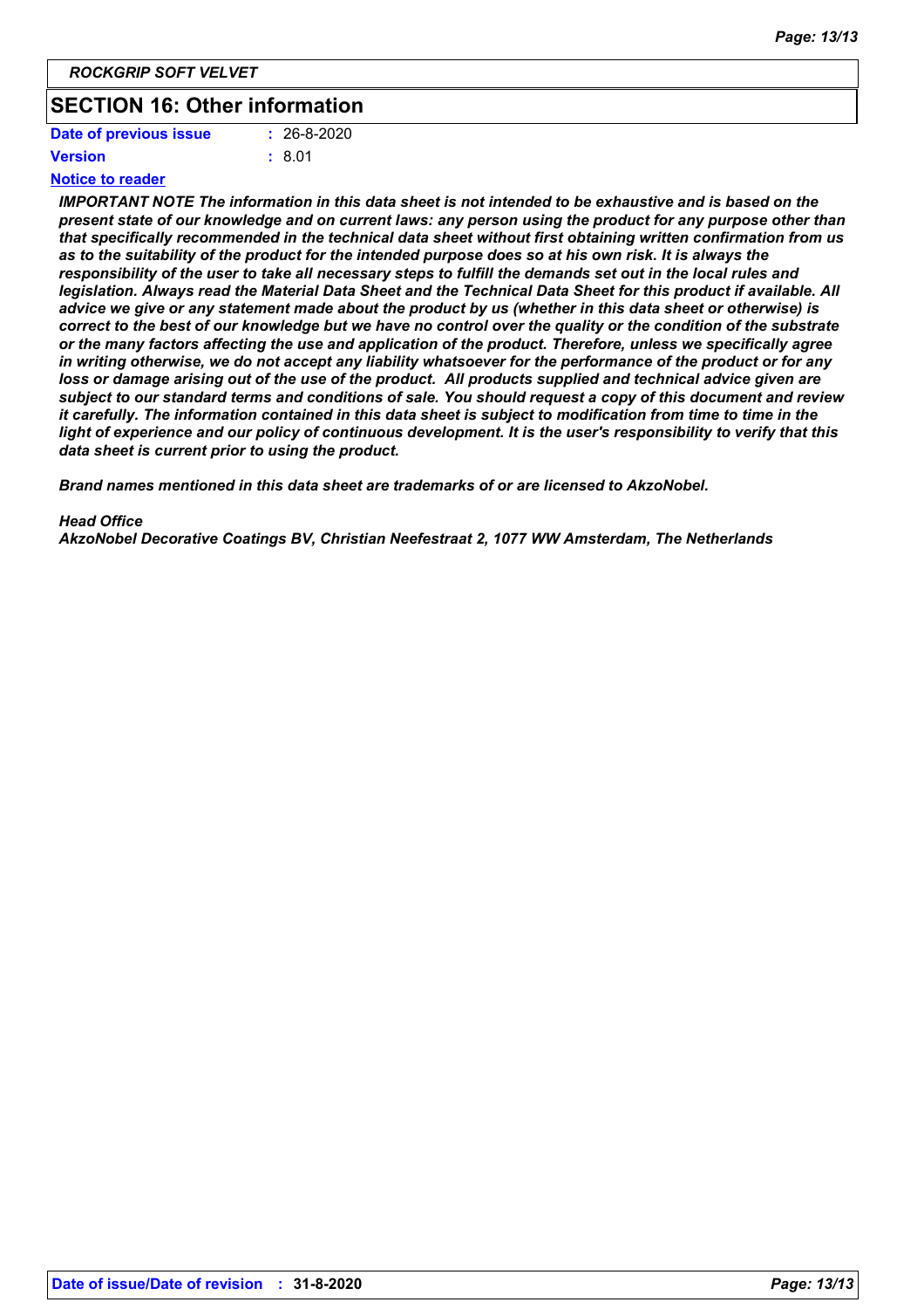*ROCKGRIP SOFT VELVET*

## SECTION 16: Other information

**Date of previous issue** : 26-8-2020

**Version** : 8.01

**Notice to reader**

***IMPORTANT NOTE The information in this data sheet is not intended to be exhaustive and is based on the present state of our knowledge and on current laws: any person using the product for any purpose other than that specifically recommended in the technical data sheet without first obtaining written confirmation from us as to the suitability of the product for the intended purpose does so at his own risk. It is always the responsibility of the user to take all necessary steps to fulfill the demands set out in the local rules and legislation. Always read the Material Data Sheet and the Technical Data Sheet for this product if available. All advice we give or any statement made about the product by us (whether in this data sheet or otherwise) is correct to the best of our knowledge but we have no control over the quality or the condition of the substrate or the many factors affecting the use and application of the product. Therefore, unless we specifically agree in writing otherwise, we do not accept any liability whatsoever for the performance of the product or for any loss or damage arising out of the use of the product. All products supplied and technical advice given are subject to our standard terms and conditions of sale. You should request a copy of this document and review it carefully. The information contained in this data sheet is subject to modification from time to time in the light of experience and our policy of continuous development. It is the user's responsibility to verify that this data sheet is current prior to using the product.***

***Brand names mentioned in this data sheet are trademarks of or are licensed to AkzoNobel.***

***Head Office***
***AkzoNobel Decorative Coatings BV, Christian Neefestraat 2, 1077 WW Amsterdam, The Netherlands***

**Date of issue/Date of revision** : **31-8-2020**